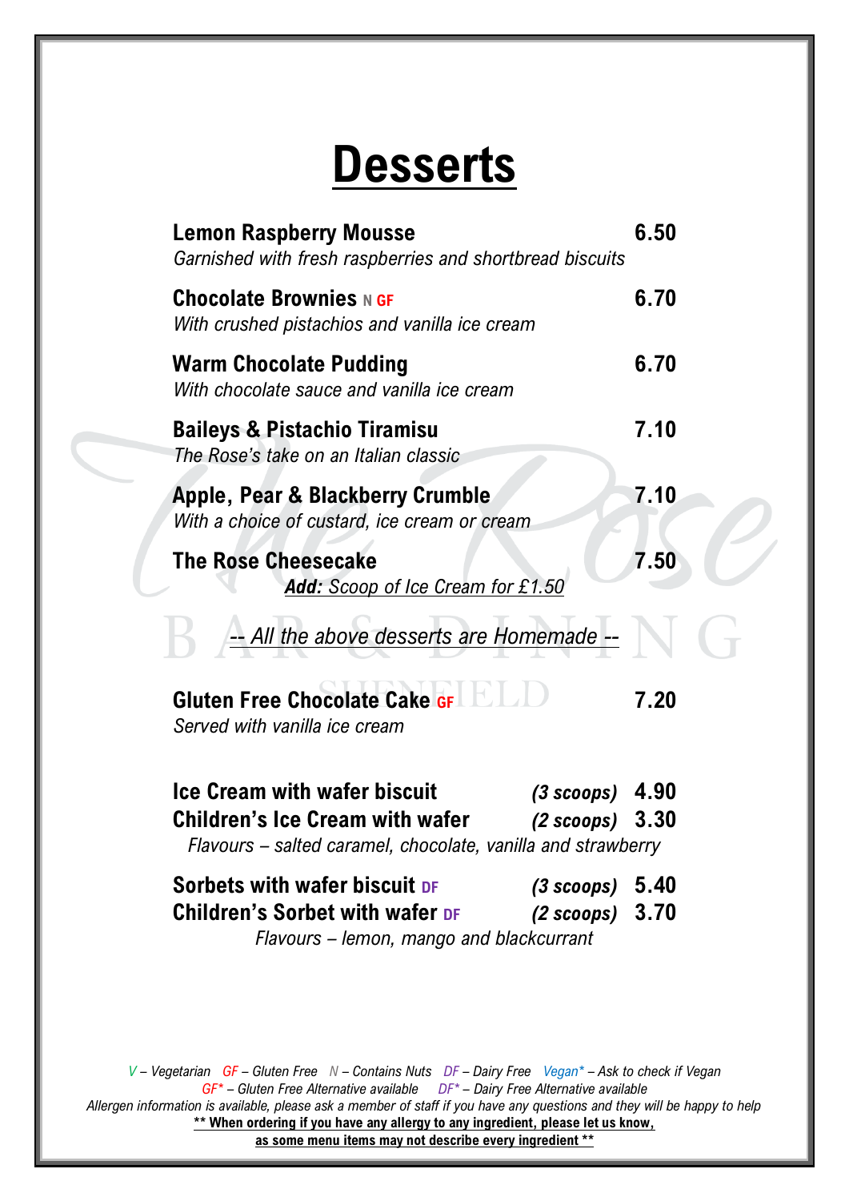# Desserts

**Lemon Raspberry Mousse** — **6.50**
*Garnished with fresh raspberries and shortbread biscuits*

**Chocolate Brownies** N GF — **6.70**
*With crushed pistachios and vanilla ice cream*

**Warm Chocolate Pudding** — **6.70**
*With chocolate sauce and vanilla ice cream*

**Baileys & Pistachio Tiramisu** — **7.10**
*The Rose's take on an Italian classic*

**Apple, Pear & Blackberry Crumble** — **7.10**
*With a choice of custard, ice cream or cream*

**The Rose Cheesecake** — **7.50**
***Add:** Scoop of Ice Cream for £1.50*

*-- All the above desserts are Homemade --*

**Gluten Free Chocolate Cake** GF — **7.20**
*Served with vanilla ice cream*

**Ice Cream with wafer biscuit** *(3 scoops)* **4.90**
**Children's Ice Cream with wafer** *(2 scoops)* **3.30**
*Flavours – salted caramel, chocolate, vanilla and strawberry*

**Sorbets with wafer biscuit** DF *(3 scoops)* **5.40**
**Children's Sorbet with wafer** DF *(2 scoops)* **3.70**
*Flavours – lemon, mango and blackcurrant*

*V – Vegetarian GF – Gluten Free N – Contains Nuts DF – Dairy Free Vegan* – Ask to check if Vegan*
*GF* – Gluten Free Alternative available DF* – Dairy Free Alternative available*
*Allergen information is available, please ask a member of staff if you have any questions and they will be happy to help*
**** When ordering if you have any allergy to any ingredient, please let us know, as some menu items may not describe every ingredient ****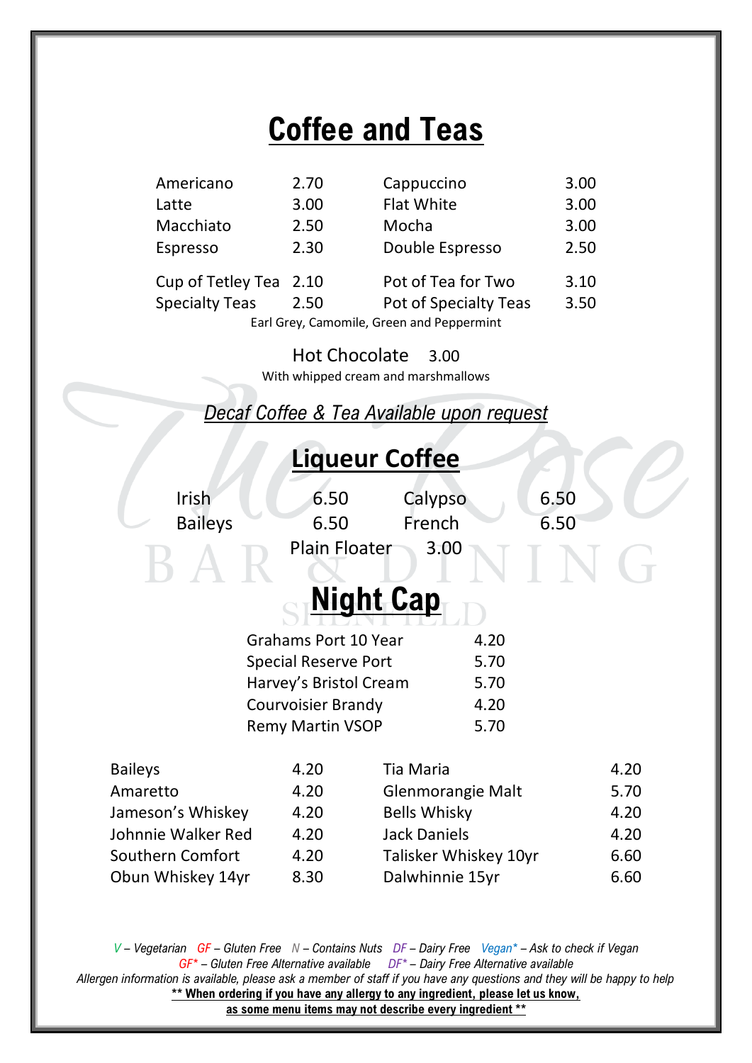# Coffee and Teas

| | | | |
|---|---|---|---|
| Americano | 2.70 | Cappuccino | 3.00 |
| Latte | 3.00 | Flat White | 3.00 |
| Macchiato | 2.50 | Mocha | 3.00 |
| Espresso | 2.30 | Double Espresso | 2.50 |
| Cup of Tetley Tea | 2.10 | Pot of Tea for Two | 3.10 |
| Specialty Teas | 2.50 | Pot of Specialty Teas | 3.50 |

Earl Grey, Camomile, Green and Peppermint

Hot Chocolate 3.00

With whipped cream and marshmallows

*Decaf Coffee & Tea Available upon request*

## Liqueur Coffee

| | | | |
|---|---|---|---|
| Irish | 6.50 | Calypso | 6.50 |
| Baileys | 6.50 | French | 6.50 |

Plain Floater 3.00

## Night Cap

| | |
|---|---|
| Grahams Port 10 Year | 4.20 |
| Special Reserve Port | 5.70 |
| Harvey's Bristol Cream | 5.70 |
| Courvoisier Brandy | 4.20 |
| Remy Martin VSOP | 5.70 |

| | | | |
|---|---|---|---|
| Baileys | 4.20 | Tia Maria | 4.20 |
| Amaretto | 4.20 | Glenmorangie Malt | 5.70 |
| Jameson's Whiskey | 4.20 | Bells Whisky | 4.20 |
| Johnnie Walker Red | 4.20 | Jack Daniels | 4.20 |
| Southern Comfort | 4.20 | Talisker Whiskey 10yr | 6.60 |
| Obun Whiskey 14yr | 8.30 | Dalwhinnie 15yr | 6.60 |

*V – Vegetarian GF – Gluten Free N – Contains Nuts DF – Dairy Free Vegan* – Ask to check if Vegan*

*GF* – Gluten Free Alternative available DF* – Dairy Free Alternative available*

*Allergen information is available, please ask a member of staff if you have any questions and they will be happy to help*

**\*\* When ordering if you have any allergy to any ingredient, please let us know, as some menu items may not describe every ingredient \*\***